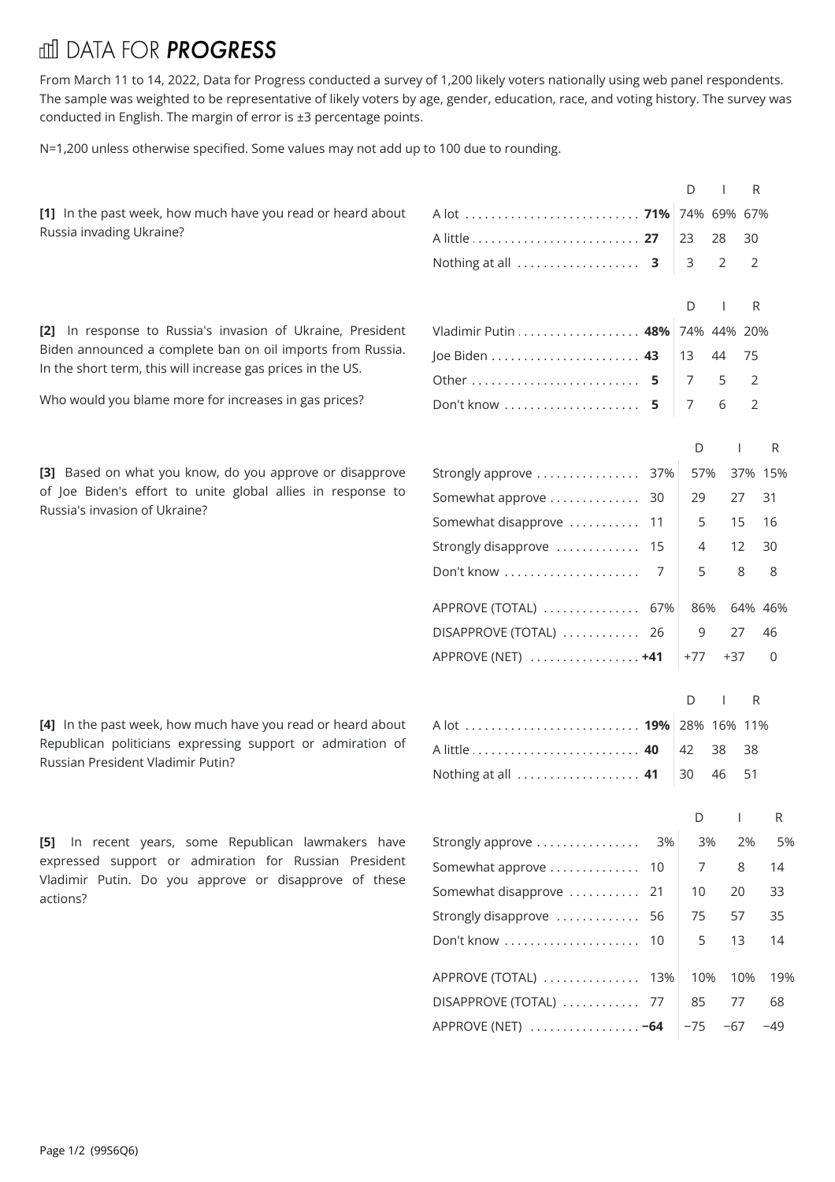# DATA FOR *PROGRESS*

From March 11 to 14, 2022, Data for Progress conducted a survey of 1,200 likely voters nationally using web panel respondents. The sample was weighted to be representative of likely voters by age, gender, education, race, and voting history. The survey was conducted in English. The margin of error is ±3 percentage points.

N=1,200 unless otherwise specified. Some values may not add up to 100 due to rounding.

**[1]** In the past week, how much have you read or heard about Russia invading Ukraine?

| | Total | D | I | R |
|---|---|---|---|---|
| A lot | **71%** | 74% | 69% | 67% |
| A little | **27** | 23 | 28 | 30 |
| Nothing at all | **3** | 3 | 2 | 2 |

**[2]** In response to Russia's invasion of Ukraine, President Biden announced a complete ban on oil imports from Russia. In the short term, this will increase gas prices in the US.

Who would you blame more for increases in gas prices?

| | Total | D | I | R |
|---|---|---|---|---|
| Vladimir Putin | **48%** | 74% | 44% | 20% |
| Joe Biden | **43** | 13 | 44 | 75 |
| Other | **5** | 7 | 5 | 2 |
| Don't know | **5** | 7 | 6 | 2 |

**[3]** Based on what you know, do you approve or disapprove of Joe Biden's effort to unite global allies in response to Russia's invasion of Ukraine?

| | Total | D | I | R |
|---|---|---|---|---|
| Strongly approve | 37% | 57% | 37% | 15% |
| Somewhat approve | 30 | 29 | 27 | 31 |
| Somewhat disapprove | 11 | 5 | 15 | 16 |
| Strongly disapprove | 15 | 4 | 12 | 30 |
| Don't know | 7 | 5 | 8 | 8 |
| APPROVE (TOTAL) | 67% | 86% | 64% | 46% |
| DISAPPROVE (TOTAL) | 26 | 9 | 27 | 46 |
| APPROVE (NET) | **+41** | +77 | +37 | 0 |

**[4]** In the past week, how much have you read or heard about Republican politicians expressing support or admiration of Russian President Vladimir Putin?

| | Total | D | I | R |
|---|---|---|---|---|
| A lot | **19%** | 28% | 16% | 11% |
| A little | **40** | 42 | 38 | 38 |
| Nothing at all | **41** | 30 | 46 | 51 |

**[5]** In recent years, some Republican lawmakers have expressed support or admiration for Russian President Vladimir Putin. Do you approve or disapprove of these actions?

| | Total | D | I | R |
|---|---|---|---|---|
| Strongly approve | 3% | 3% | 2% | 5% |
| Somewhat approve | 10 | 7 | 8 | 14 |
| Somewhat disapprove | 21 | 10 | 20 | 33 |
| Strongly disapprove | 56 | 75 | 57 | 35 |
| Don't know | 10 | 5 | 13 | 14 |
| APPROVE (TOTAL) | 13% | 10% | 10% | 19% |
| DISAPPROVE (TOTAL) | 77 | 85 | 77 | 68 |
| APPROVE (NET) | **−64** | −75 | −67 | −49 |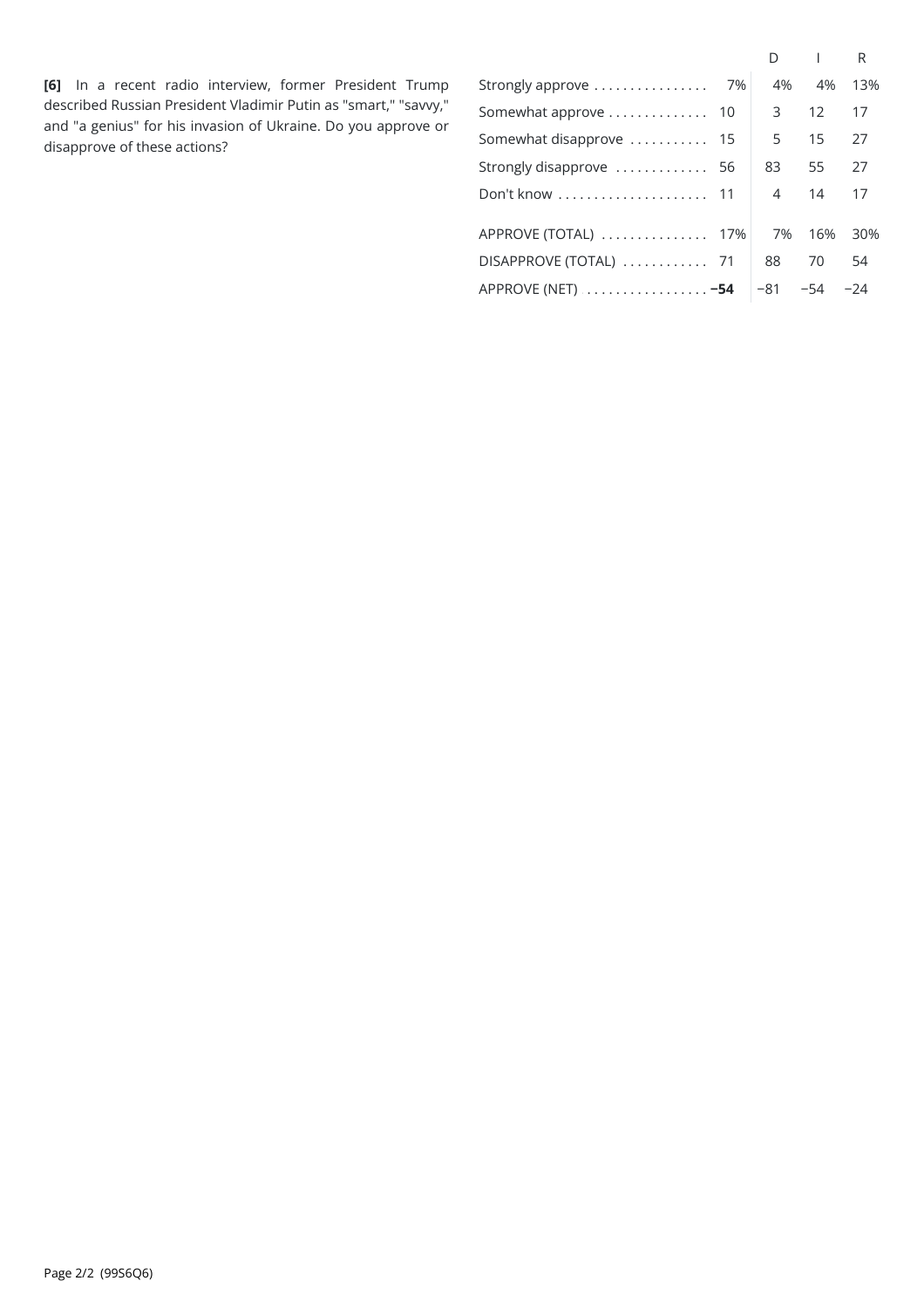**[6]** In a recent radio interview, former President Trump described Russian President Vladimir Putin as "smart," "savvy," and "a genius" for his invasion of Ukraine. Do you approve or disapprove of these actions?

| | | D | I | R |
|---|---|---|---|---|
| Strongly approve | 7% | 4% | 4% | 13% |
| Somewhat approve | 10 | 3 | 12 | 17 |
| Somewhat disapprove | 15 | 5 | 15 | 27 |
| Strongly disapprove | 56 | 83 | 55 | 27 |
| Don't know | 11 | 4 | 14 | 17 |
| APPROVE (TOTAL) | 17% | 7% | 16% | 30% |
| DISAPPROVE (TOTAL) | 71 | 88 | 70 | 54 |
| APPROVE (NET) | **−54** | −81 | −54 | −24 |

Page 2/2 (99S6Q6)